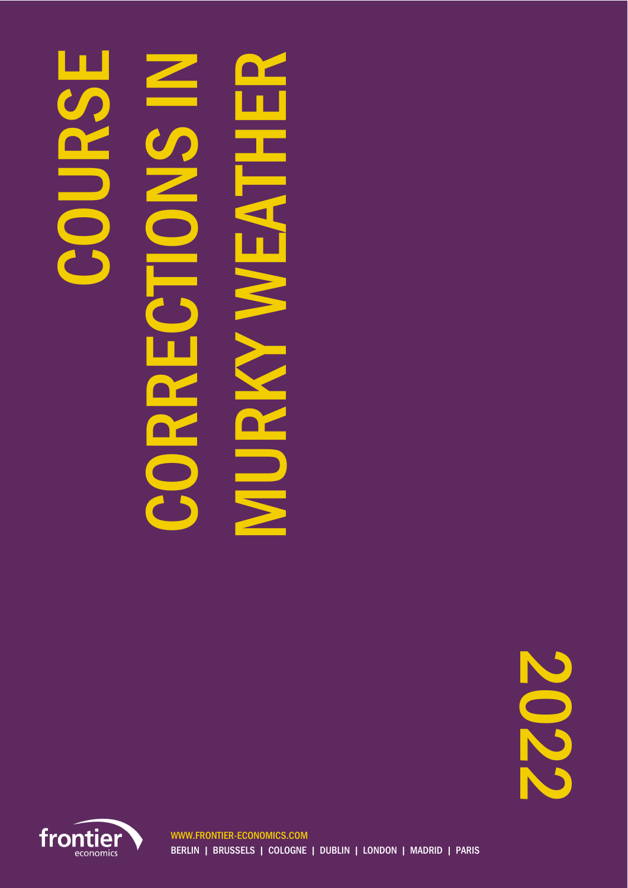# COURSE CORRECTIONS IN MURKY WEATHER

2022

frontier economics

WWW.FRONTIER-ECONOMICS.COM

BERLIN | BRUSSELS | COLOGNE | DUBLIN | LONDON | MADRID | PARIS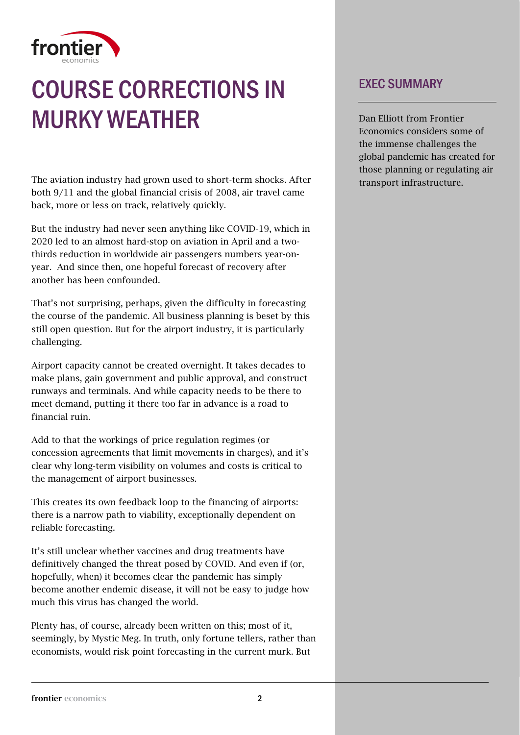# COURSE CORRECTIONS IN MURKY WEATHER

## EXEC SUMMARY

Dan Elliott from Frontier Economics considers some of the immense challenges the global pandemic has created for those planning or regulating air transport infrastructure.

The aviation industry had grown used to short-term shocks. After both 9/11 and the global financial crisis of 2008, air travel came back, more or less on track, relatively quickly.

But the industry had never seen anything like COVID-19, which in 2020 led to an almost hard-stop on aviation in April and a two-thirds reduction in worldwide air passengers numbers year-on-year. And since then, one hopeful forecast of recovery after another has been confounded.

That's not surprising, perhaps, given the difficulty in forecasting the course of the pandemic. All business planning is beset by this still open question. But for the airport industry, it is particularly challenging.

Airport capacity cannot be created overnight. It takes decades to make plans, gain government and public approval, and construct runways and terminals. And while capacity needs to be there to meet demand, putting it there too far in advance is a road to financial ruin.

Add to that the workings of price regulation regimes (or concession agreements that limit movements in charges), and it's clear why long-term visibility on volumes and costs is critical to the management of airport businesses.

This creates its own feedback loop to the financing of airports: there is a narrow path to viability, exceptionally dependent on reliable forecasting.

It's still unclear whether vaccines and drug treatments have definitively changed the threat posed by COVID. And even if (or, hopefully, when) it becomes clear the pandemic has simply become another endemic disease, it will not be easy to judge how much this virus has changed the world.

Plenty has, of course, already been written on this; most of it, seemingly, by Mystic Meg. In truth, only fortune tellers, rather than economists, would risk point forecasting in the current murk. But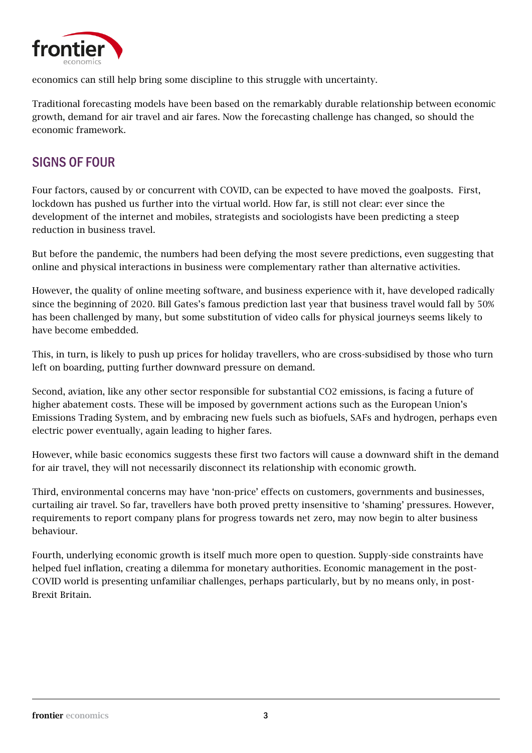economics can still help bring some discipline to this struggle with uncertainty.

Traditional forecasting models have been based on the remarkably durable relationship between economic growth, demand for air travel and air fares. Now the forecasting challenge has changed, so should the economic framework.

## SIGNS OF FOUR

Four factors, caused by or concurrent with COVID, can be expected to have moved the goalposts. First, lockdown has pushed us further into the virtual world. How far, is still not clear: ever since the development of the internet and mobiles, strategists and sociologists have been predicting a steep reduction in business travel.

But before the pandemic, the numbers had been defying the most severe predictions, even suggesting that online and physical interactions in business were complementary rather than alternative activities.

However, the quality of online meeting software, and business experience with it, have developed radically since the beginning of 2020. Bill Gates's famous prediction last year that business travel would fall by 50% has been challenged by many, but some substitution of video calls for physical journeys seems likely to have become embedded.

This, in turn, is likely to push up prices for holiday travellers, who are cross-subsidised by those who turn left on boarding, putting further downward pressure on demand.

Second, aviation, like any other sector responsible for substantial $CO_2$ emissions, is facing a future of higher abatement costs. These will be imposed by government actions such as the European Union's Emissions Trading System, and by embracing new fuels such as biofuels, SAFs and hydrogen, perhaps even electric power eventually, again leading to higher fares.

However, while basic economics suggests these first two factors will cause a downward shift in the demand for air travel, they will not necessarily disconnect its relationship with economic growth.

Third, environmental concerns may have 'non-price' effects on customers, governments and businesses, curtailing air travel. So far, travellers have both proved pretty insensitive to 'shaming' pressures. However, requirements to report company plans for progress towards net zero, may now begin to alter business behaviour.

Fourth, underlying economic growth is itself much more open to question. Supply-side constraints have helped fuel inflation, creating a dilemma for monetary authorities. Economic management in the post-COVID world is presenting unfamiliar challenges, perhaps particularly, but by no means only, in post-Brexit Britain.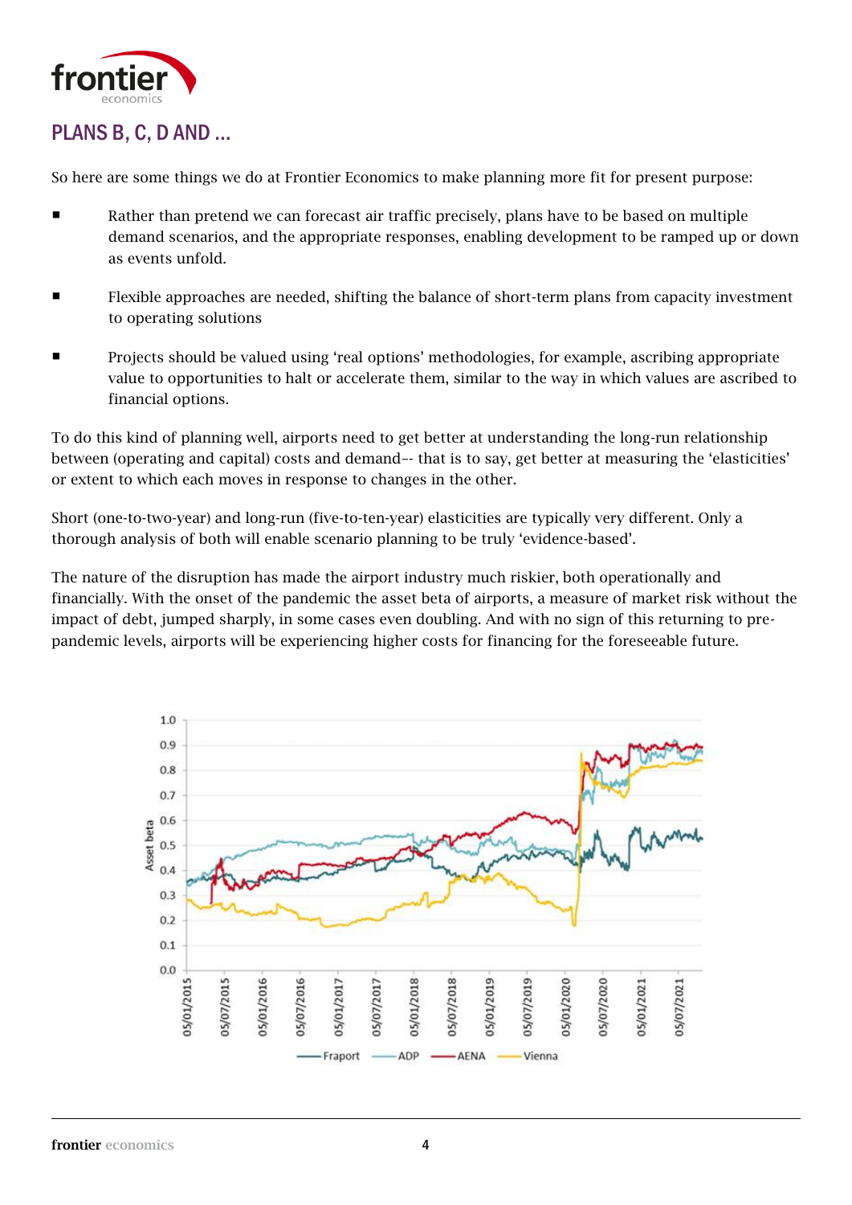## PLANS B, C, D AND ...

So here are some things we do at Frontier Economics to make planning more fit for present purpose:

- Rather than pretend we can forecast air traffic precisely, plans have to be based on multiple demand scenarios, and the appropriate responses, enabling development to be ramped up or down as events unfold.
- Flexible approaches are needed, shifting the balance of short-term plans from capacity investment to operating solutions
- Projects should be valued using 'real options' methodologies, for example, ascribing appropriate value to opportunities to halt or accelerate them, similar to the way in which values are ascribed to financial options.

To do this kind of planning well, airports need to get better at understanding the long-run relationship between (operating and capital) costs and demand–- that is to say, get better at measuring the 'elasticities' or extent to which each moves in response to changes in the other.

Short (one-to-two-year) and long-run (five-to-ten-year) elasticities are typically very different. Only a thorough analysis of both will enable scenario planning to be truly 'evidence-based'.

The nature of the disruption has made the airport industry much riskier, both operationally and financially. With the onset of the pandemic the asset beta of airports, a measure of market risk without the impact of debt, jumped sharply, in some cases even doubling. And with no sign of this returning to pre-pandemic levels, airports will be experiencing higher costs for financing for the foreseeable future.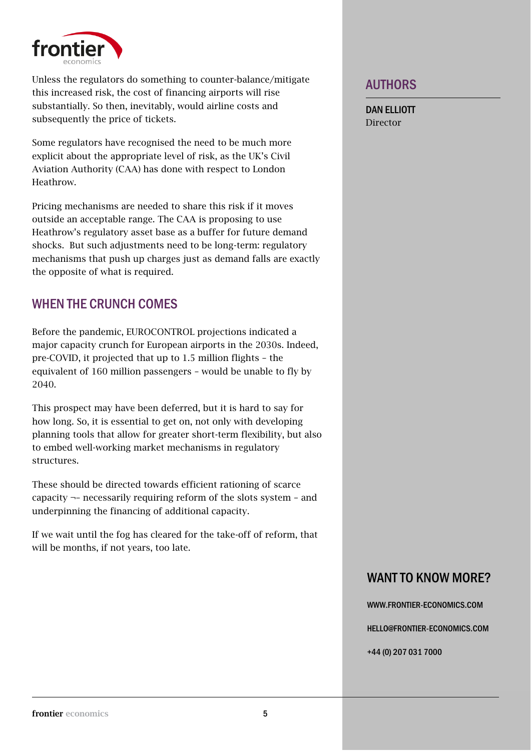Unless the regulators do something to counter-balance/mitigate this increased risk, the cost of financing airports will rise substantially. So then, inevitably, would airline costs and subsequently the price of tickets.

Some regulators have recognised the need to be much more explicit about the appropriate level of risk, as the UK's Civil Aviation Authority (CAA) has done with respect to London Heathrow.

Pricing mechanisms are needed to share this risk if it moves outside an acceptable range. The CAA is proposing to use Heathrow's regulatory asset base as a buffer for future demand shocks. But such adjustments need to be long-term: regulatory mechanisms that push up charges just as demand falls are exactly the opposite of what is required.

## WHEN THE CRUNCH COMES

Before the pandemic, EUROCONTROL projections indicated a major capacity crunch for European airports in the 2030s. Indeed, pre-COVID, it projected that up to 1.5 million flights – the equivalent of 160 million passengers – would be unable to fly by 2040.

This prospect may have been deferred, but it is hard to say for how long. So, it is essential to get on, not only with developing planning tools that allow for greater short-term flexibility, but also to embed well-working market mechanisms in regulatory structures.

These should be directed towards efficient rationing of scarce capacity ¬– necessarily requiring reform of the slots system – and underpinning the financing of additional capacity.

If we wait until the fog has cleared for the take-off of reform, that will be months, if not years, too late.

## AUTHORS

**DAN ELLIOTT**
Director

## WANT TO KNOW MORE?

WWW.FRONTIER-ECONOMICS.COM

HELLO@FRONTIER-ECONOMICS.COM

+44 (0) 207 031 7000